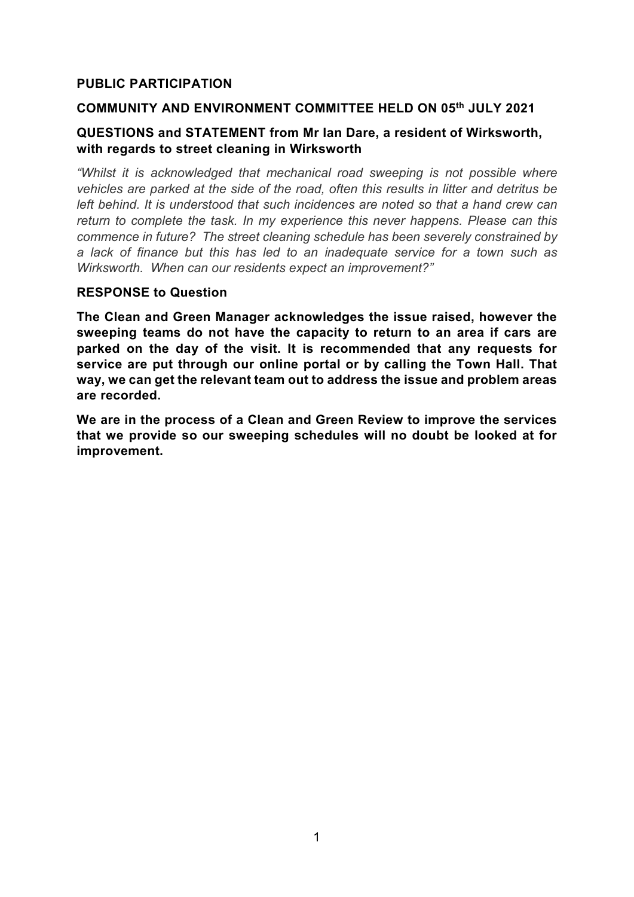**PUBLIC PARTICIPATION**

**COMMUNITY AND ENVIRONMENT COMMITTEE HELD ON 05th JULY 2021**

**QUESTIONS and STATEMENT from Mr Ian Dare, a resident of Wirksworth, with regards to street cleaning in Wirksworth**

*"Whilst it is acknowledged that mechanical road sweeping is not possible where vehicles are parked at the side of the road, often this results in litter and detritus be left behind. It is understood that such incidences are noted so that a hand crew can return to complete the task. In my experience this never happens. Please can this commence in future? The street cleaning schedule has been severely constrained by a lack of finance but this has led to an inadequate service for a town such as Wirksworth. When can our residents expect an improvement?"*

**RESPONSE to Question**

**The Clean and Green Manager acknowledges the issue raised, however the sweeping teams do not have the capacity to return to an area if cars are parked on the day of the visit. It is recommended that any requests for service are put through our online portal or by calling the Town Hall. That way, we can get the relevant team out to address the issue and problem areas are recorded.**

**We are in the process of a Clean and Green Review to improve the services that we provide so our sweeping schedules will no doubt be looked at for improvement.**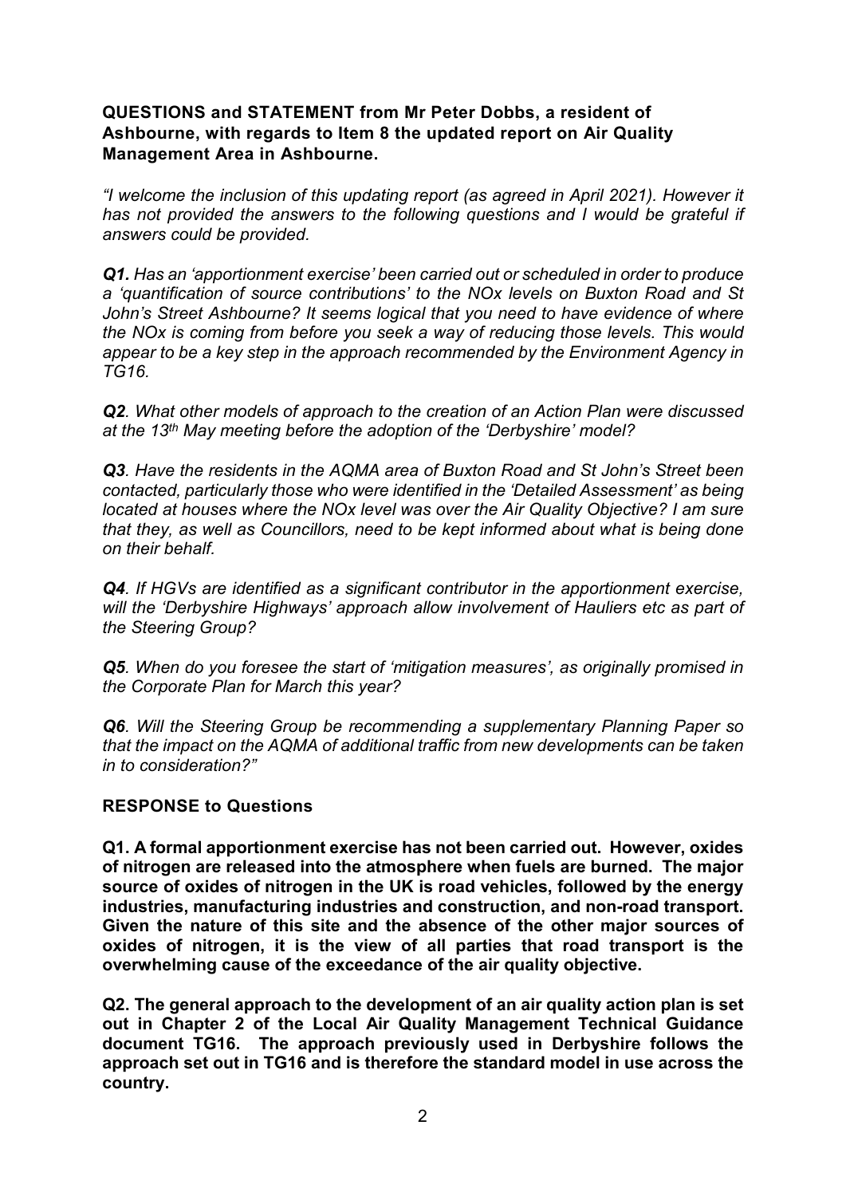**QUESTIONS and STATEMENT from Mr Peter Dobbs, a resident of Ashbourne, with regards to Item 8 the updated report on Air Quality Management Area in Ashbourne.**

*"I welcome the inclusion of this updating report (as agreed in April 2021). However it has not provided the answers to the following questions and I would be grateful if answers could be provided.*

***Q1.*** *Has an 'apportionment exercise' been carried out or scheduled in order to produce a 'quantification of source contributions' to the NOx levels on Buxton Road and St John's Street Ashbourne? It seems logical that you need to have evidence of where the NOx is coming from before you seek a way of reducing those levels. This would appear to be a key step in the approach recommended by the Environment Agency in TG16.*

***Q2****. What other models of approach to the creation of an Action Plan were discussed at the 13th May meeting before the adoption of the 'Derbyshire' model?*

***Q3****. Have the residents in the AQMA area of Buxton Road and St John's Street been contacted, particularly those who were identified in the 'Detailed Assessment' as being located at houses where the NOx level was over the Air Quality Objective? I am sure that they, as well as Councillors, need to be kept informed about what is being done on their behalf.*

***Q4****. If HGVs are identified as a significant contributor in the apportionment exercise, will the 'Derbyshire Highways' approach allow involvement of Hauliers etc as part of the Steering Group?*

***Q5****. When do you foresee the start of 'mitigation measures', as originally promised in the Corporate Plan for March this year?*

***Q6****. Will the Steering Group be recommending a supplementary Planning Paper so that the impact on the AQMA of additional traffic from new developments can be taken in to consideration?"*

**RESPONSE to Questions**

**Q1. A formal apportionment exercise has not been carried out. However, oxides of nitrogen are released into the atmosphere when fuels are burned. The major source of oxides of nitrogen in the UK is road vehicles, followed by the energy industries, manufacturing industries and construction, and non-road transport. Given the nature of this site and the absence of the other major sources of oxides of nitrogen, it is the view of all parties that road transport is the overwhelming cause of the exceedance of the air quality objective.**

**Q2. The general approach to the development of an air quality action plan is set out in Chapter 2 of the Local Air Quality Management Technical Guidance document TG16. The approach previously used in Derbyshire follows the approach set out in TG16 and is therefore the standard model in use across the country.**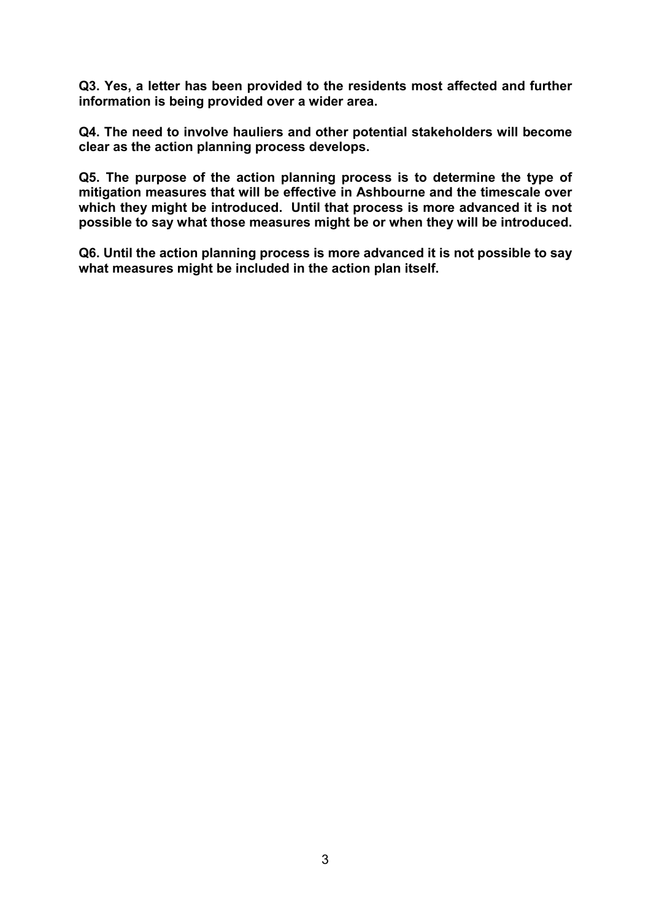**Q3. Yes, a letter has been provided to the residents most affected and further information is being provided over a wider area.**

**Q4. The need to involve hauliers and other potential stakeholders will become clear as the action planning process develops.**

**Q5. The purpose of the action planning process is to determine the type of mitigation measures that will be effective in Ashbourne and the timescale over which they might be introduced. Until that process is more advanced it is not possible to say what those measures might be or when they will be introduced.**

**Q6. Until the action planning process is more advanced it is not possible to say what measures might be included in the action plan itself.**